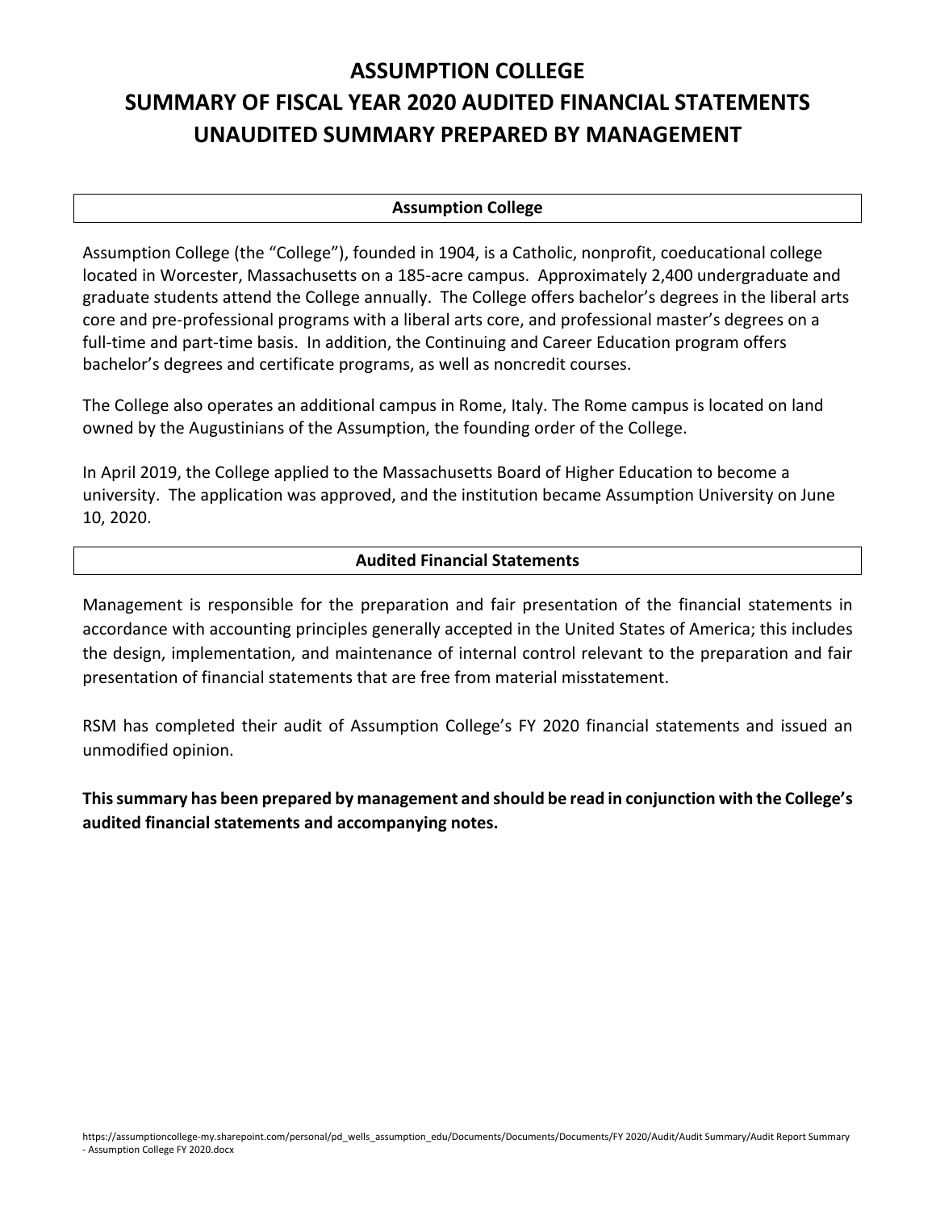# ASSUMPTION COLLEGE
# SUMMARY OF FISCAL YEAR 2020 AUDITED FINANCIAL STATEMENTS
# UNAUDITED SUMMARY PREPARED BY MANAGEMENT

## Assumption College

Assumption College (the "College"), founded in 1904, is a Catholic, nonprofit, coeducational college located in Worcester, Massachusetts on a 185-acre campus. Approximately 2,400 undergraduate and graduate students attend the College annually. The College offers bachelor's degrees in the liberal arts core and pre-professional programs with a liberal arts core, and professional master's degrees on a full-time and part-time basis. In addition, the Continuing and Career Education program offers bachelor's degrees and certificate programs, as well as noncredit courses.

The College also operates an additional campus in Rome, Italy. The Rome campus is located on land owned by the Augustinians of the Assumption, the founding order of the College.

In April 2019, the College applied to the Massachusetts Board of Higher Education to become a university. The application was approved, and the institution became Assumption University on June 10, 2020.

## Audited Financial Statements

Management is responsible for the preparation and fair presentation of the financial statements in accordance with accounting principles generally accepted in the United States of America; this includes the design, implementation, and maintenance of internal control relevant to the preparation and fair presentation of financial statements that are free from material misstatement.

RSM has completed their audit of Assumption College's FY 2020 financial statements and issued an unmodified opinion.

**This summary has been prepared by management and should be read in conjunction with the College's audited financial statements and accompanying notes.**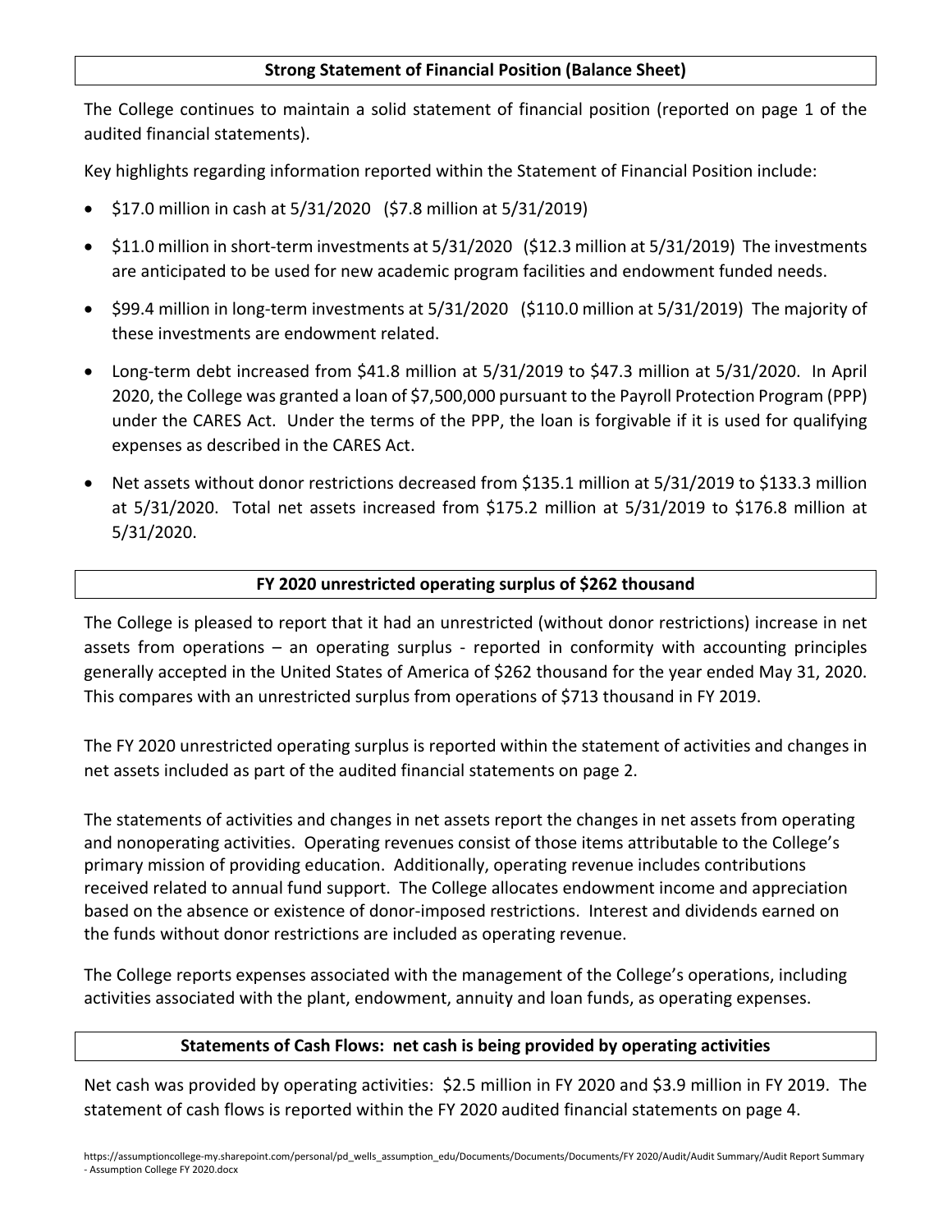## Strong Statement of Financial Position (Balance Sheet)

The College continues to maintain a solid statement of financial position (reported on page 1 of the audited financial statements).

Key highlights regarding information reported within the Statement of Financial Position include:

- $17.0 million in cash at 5/31/2020 ($7.8 million at 5/31/2019)
- $11.0 million in short-term investments at 5/31/2020 ($12.3 million at 5/31/2019) The investments are anticipated to be used for new academic program facilities and endowment funded needs.
- $99.4 million in long-term investments at 5/31/2020 ($110.0 million at 5/31/2019) The majority of these investments are endowment related.
- Long-term debt increased from $41.8 million at 5/31/2019 to $47.3 million at 5/31/2020. In April 2020, the College was granted a loan of $7,500,000 pursuant to the Payroll Protection Program (PPP) under the CARES Act. Under the terms of the PPP, the loan is forgivable if it is used for qualifying expenses as described in the CARES Act.
- Net assets without donor restrictions decreased from $135.1 million at 5/31/2019 to $133.3 million at 5/31/2020. Total net assets increased from $175.2 million at 5/31/2019 to $176.8 million at 5/31/2020.

## FY 2020 unrestricted operating surplus of $262 thousand

The College is pleased to report that it had an unrestricted (without donor restrictions) increase in net assets from operations – an operating surplus - reported in conformity with accounting principles generally accepted in the United States of America of $262 thousand for the year ended May 31, 2020. This compares with an unrestricted surplus from operations of $713 thousand in FY 2019.

The FY 2020 unrestricted operating surplus is reported within the statement of activities and changes in net assets included as part of the audited financial statements on page 2.

The statements of activities and changes in net assets report the changes in net assets from operating and nonoperating activities. Operating revenues consist of those items attributable to the College's primary mission of providing education. Additionally, operating revenue includes contributions received related to annual fund support. The College allocates endowment income and appreciation based on the absence or existence of donor-imposed restrictions. Interest and dividends earned on the funds without donor restrictions are included as operating revenue.

The College reports expenses associated with the management of the College's operations, including activities associated with the plant, endowment, annuity and loan funds, as operating expenses.

## Statements of Cash Flows: net cash is being provided by operating activities

Net cash was provided by operating activities: $2.5 million in FY 2020 and $3.9 million in FY 2019. The statement of cash flows is reported within the FY 2020 audited financial statements on page 4.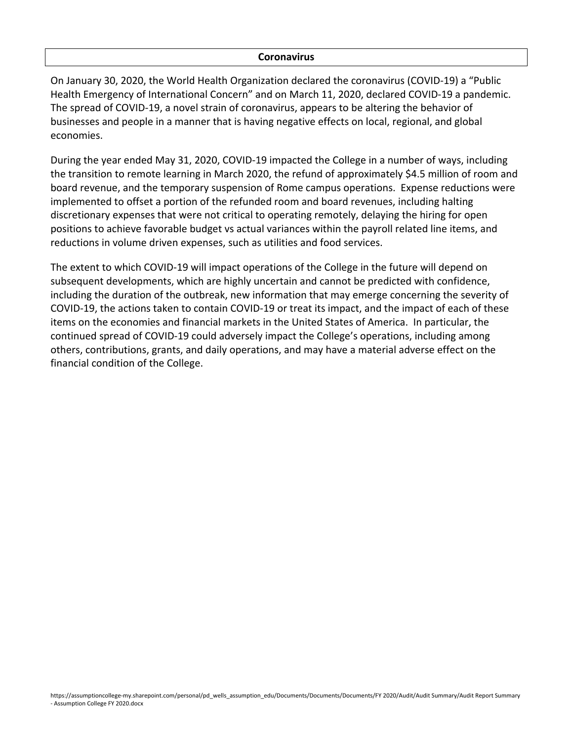## Coronavirus

On January 30, 2020, the World Health Organization declared the coronavirus (COVID-19) a "Public Health Emergency of International Concern" and on March 11, 2020, declared COVID-19 a pandemic. The spread of COVID-19, a novel strain of coronavirus, appears to be altering the behavior of businesses and people in a manner that is having negative effects on local, regional, and global economies.

During the year ended May 31, 2020, COVID-19 impacted the College in a number of ways, including the transition to remote learning in March 2020, the refund of approximately $4.5 million of room and board revenue, and the temporary suspension of Rome campus operations. Expense reductions were implemented to offset a portion of the refunded room and board revenues, including halting discretionary expenses that were not critical to operating remotely, delaying the hiring for open positions to achieve favorable budget vs actual variances within the payroll related line items, and reductions in volume driven expenses, such as utilities and food services.

The extent to which COVID-19 will impact operations of the College in the future will depend on subsequent developments, which are highly uncertain and cannot be predicted with confidence, including the duration of the outbreak, new information that may emerge concerning the severity of COVID-19, the actions taken to contain COVID-19 or treat its impact, and the impact of each of these items on the economies and financial markets in the United States of America. In particular, the continued spread of COVID-19 could adversely impact the College's operations, including among others, contributions, grants, and daily operations, and may have a material adverse effect on the financial condition of the College.